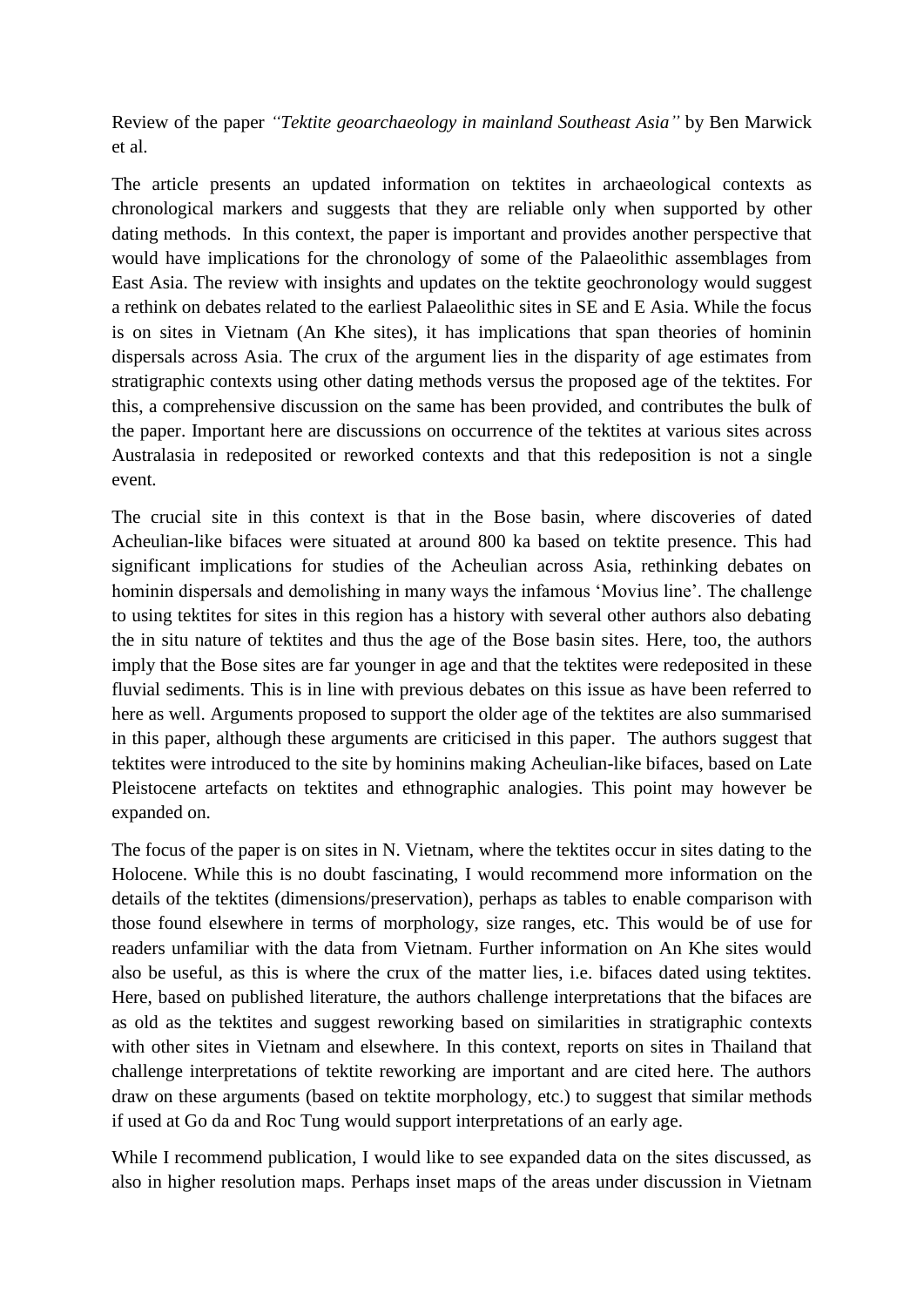Review of the paper *"Tektite geoarchaeology in mainland Southeast Asia"* by Ben Marwick et al.

The article presents an updated information on tektites in archaeological contexts as chronological markers and suggests that they are reliable only when supported by other dating methods. In this context, the paper is important and provides another perspective that would have implications for the chronology of some of the Palaeolithic assemblages from East Asia. The review with insights and updates on the tektite geochronology would suggest a rethink on debates related to the earliest Palaeolithic sites in SE and E Asia. While the focus is on sites in Vietnam (An Khe sites), it has implications that span theories of hominin dispersals across Asia. The crux of the argument lies in the disparity of age estimates from stratigraphic contexts using other dating methods versus the proposed age of the tektites. For this, a comprehensive discussion on the same has been provided, and contributes the bulk of the paper. Important here are discussions on occurrence of the tektites at various sites across Australasia in redeposited or reworked contexts and that this redeposition is not a single event.

The crucial site in this context is that in the Bose basin, where discoveries of dated Acheulian-like bifaces were situated at around 800 ka based on tektite presence. This had significant implications for studies of the Acheulian across Asia, rethinking debates on hominin dispersals and demolishing in many ways the infamous 'Movius line'. The challenge to using tektites for sites in this region has a history with several other authors also debating the in situ nature of tektites and thus the age of the Bose basin sites. Here, too, the authors imply that the Bose sites are far younger in age and that the tektites were redeposited in these fluvial sediments. This is in line with previous debates on this issue as have been referred to here as well. Arguments proposed to support the older age of the tektites are also summarised in this paper, although these arguments are criticised in this paper. The authors suggest that tektites were introduced to the site by hominins making Acheulian-like bifaces, based on Late Pleistocene artefacts on tektites and ethnographic analogies. This point may however be expanded on.

The focus of the paper is on sites in N. Vietnam, where the tektites occur in sites dating to the Holocene. While this is no doubt fascinating, I would recommend more information on the details of the tektites (dimensions/preservation), perhaps as tables to enable comparison with those found elsewhere in terms of morphology, size ranges, etc. This would be of use for readers unfamiliar with the data from Vietnam. Further information on An Khe sites would also be useful, as this is where the crux of the matter lies, i.e. bifaces dated using tektites. Here, based on published literature, the authors challenge interpretations that the bifaces are as old as the tektites and suggest reworking based on similarities in stratigraphic contexts with other sites in Vietnam and elsewhere. In this context, reports on sites in Thailand that challenge interpretations of tektite reworking are important and are cited here. The authors draw on these arguments (based on tektite morphology, etc.) to suggest that similar methods if used at Go da and Roc Tung would support interpretations of an early age.

While I recommend publication, I would like to see expanded data on the sites discussed, as also in higher resolution maps. Perhaps inset maps of the areas under discussion in Vietnam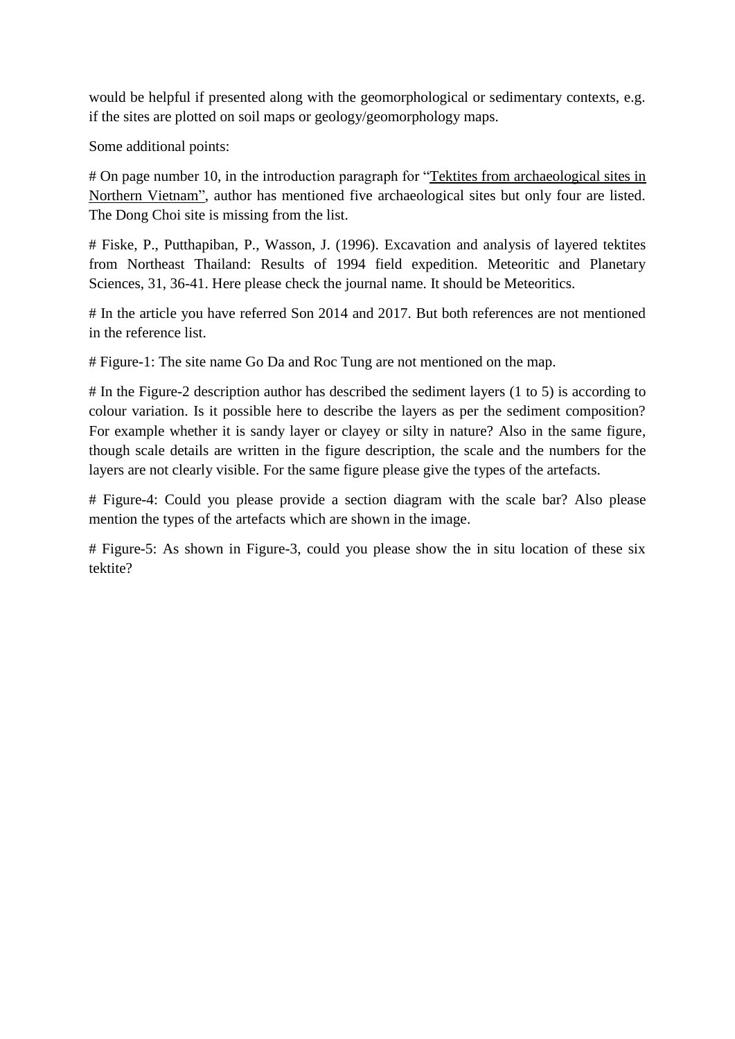would be helpful if presented along with the geomorphological or sedimentary contexts, e.g. if the sites are plotted on soil maps or geology/geomorphology maps.

Some additional points:

# On page number 10, in the introduction paragraph for "Tektites from archaeological sites in Northern Vietnam", author has mentioned five archaeological sites but only four are listed. The Dong Choi site is missing from the list.

# Fiske, P., Putthapiban, P., Wasson, J. (1996). Excavation and analysis of layered tektites from Northeast Thailand: Results of 1994 field expedition. Meteoritic and Planetary Sciences, 31, 36-41. Here please check the journal name. It should be Meteoritics.

# In the article you have referred Son 2014 and 2017. But both references are not mentioned in the reference list.

# Figure-1: The site name Go Da and Roc Tung are not mentioned on the map.

# In the Figure-2 description author has described the sediment layers (1 to 5) is according to colour variation. Is it possible here to describe the layers as per the sediment composition? For example whether it is sandy layer or clayey or silty in nature? Also in the same figure, though scale details are written in the figure description, the scale and the numbers for the layers are not clearly visible. For the same figure please give the types of the artefacts.

# Figure-4: Could you please provide a section diagram with the scale bar? Also please mention the types of the artefacts which are shown in the image.

# Figure-5: As shown in Figure-3, could you please show the in situ location of these six tektite?